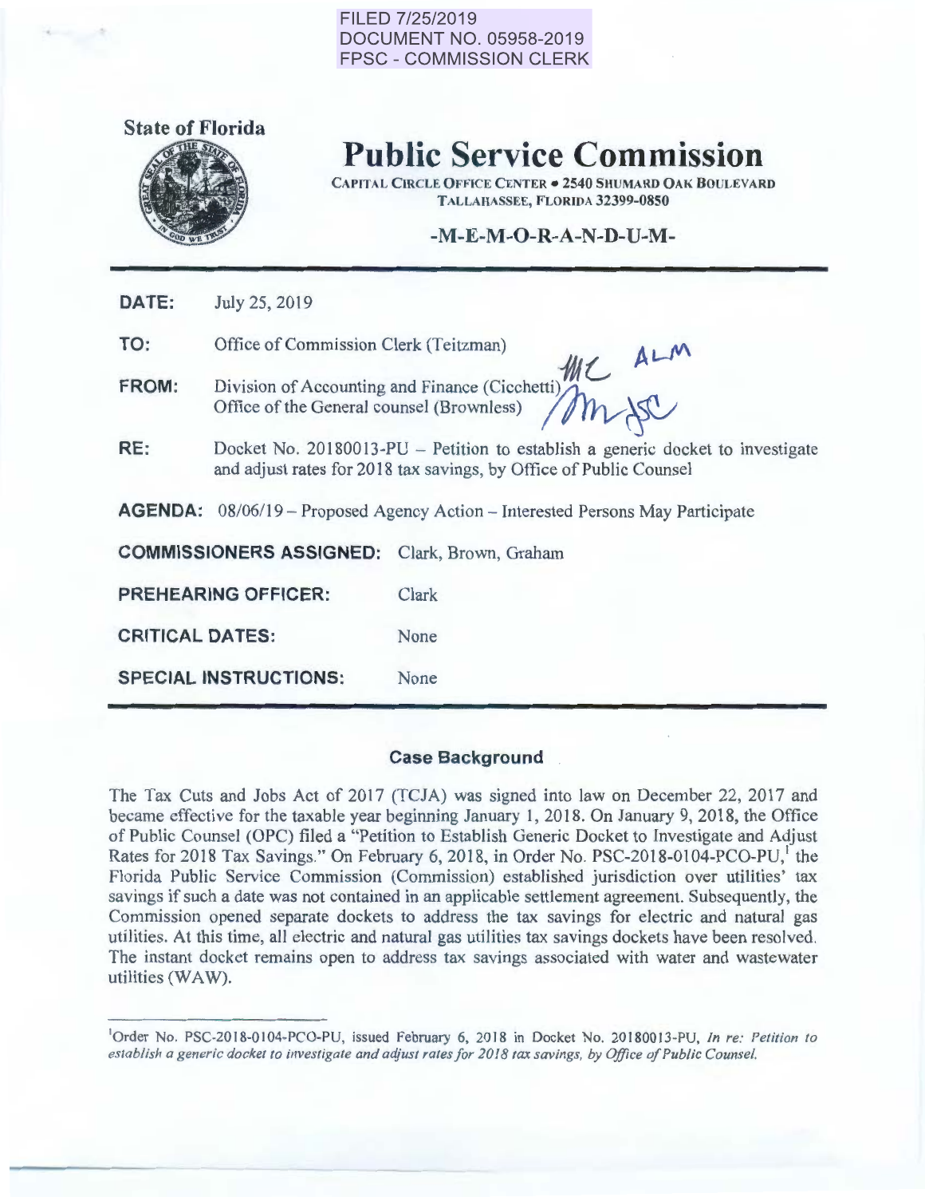FILED 7/25/2019
DOCUMENT NO. 05958-2019
FPSC - COMMISSION CLERK

**State of Florida**

# Public Service Commission

CAPITAL CIRCLE OFFICE CENTER • 2540 SHUMARD OAK BOULEVARD
TALLAHASSEE, FLORIDA 32399-0850

**-M-E-M-O-R-A-N-D-U-M-**

**DATE:** July 25, 2019

**TO:** Office of Commission Clerk (Teitzman)

**FROM:** Division of Accounting and Finance (Cicchetti)
Office of the General counsel (Brownless)

**RE:** Docket No. 20180013-PU – Petition to establish a generic docket to investigate and adjust rates for 2018 tax savings, by Office of Public Counsel

**AGENDA:** 08/06/19 – Proposed Agency Action – Interested Persons May Participate

**COMMISSIONERS ASSIGNED:** Clark, Brown, Graham

**PREHEARING OFFICER:** Clark

**CRITICAL DATES:** None

**SPECIAL INSTRUCTIONS:** None

## Case Background

The Tax Cuts and Jobs Act of 2017 (TCJA) was signed into law on December 22, 2017 and became effective for the taxable year beginning January 1, 2018. On January 9, 2018, the Office of Public Counsel (OPC) filed a "Petition to Establish Generic Docket to Investigate and Adjust Rates for 2018 Tax Savings." On February 6, 2018, in Order No. PSC-2018-0104-PCO-PU,[1] the Florida Public Service Commission (Commission) established jurisdiction over utilities' tax savings if such a date was not contained in an applicable settlement agreement. Subsequently, the Commission opened separate dockets to address the tax savings for electric and natural gas utilities. At this time, all electric and natural gas utilities tax savings dockets have been resolved. The instant docket remains open to address tax savings associated with water and wastewater utilities (WAW).

[1]Order No. PSC-2018-0104-PCO-PU, issued February 6, 2018 in Docket No. 20180013-PU, *In re: Petition to establish a generic docket to investigate and adjust rates for 2018 tax savings, by Office of Public Counsel.*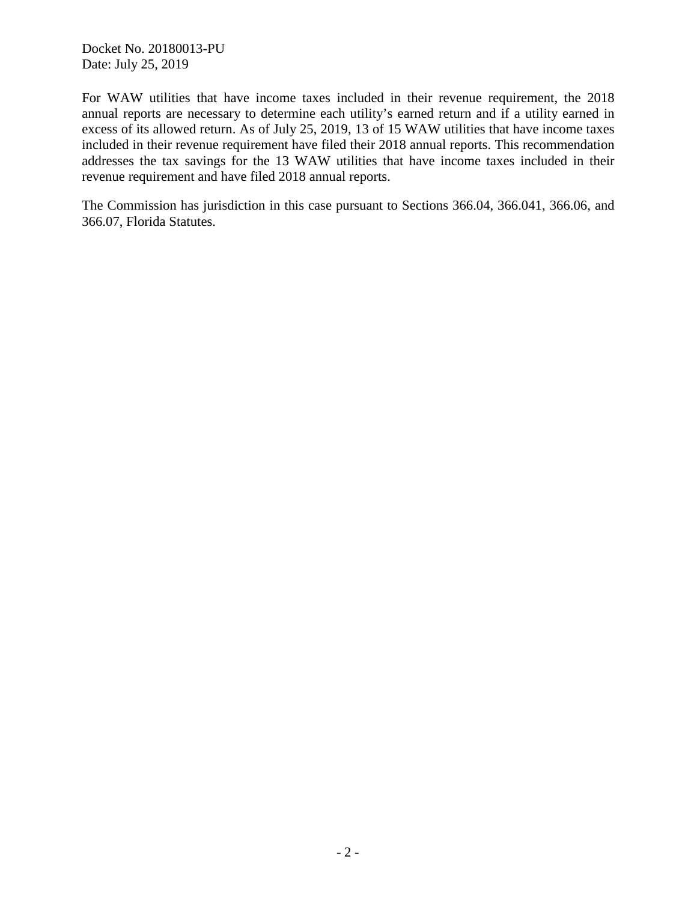For WAW utilities that have income taxes included in their revenue requirement, the 2018 annual reports are necessary to determine each utility's earned return and if a utility earned in excess of its allowed return. As of July 25, 2019, 13 of 15 WAW utilities that have income taxes included in their revenue requirement have filed their 2018 annual reports. This recommendation addresses the tax savings for the 13 WAW utilities that have income taxes included in their revenue requirement and have filed 2018 annual reports.

The Commission has jurisdiction in this case pursuant to Sections 366.04, 366.041, 366.06, and 366.07, Florida Statutes.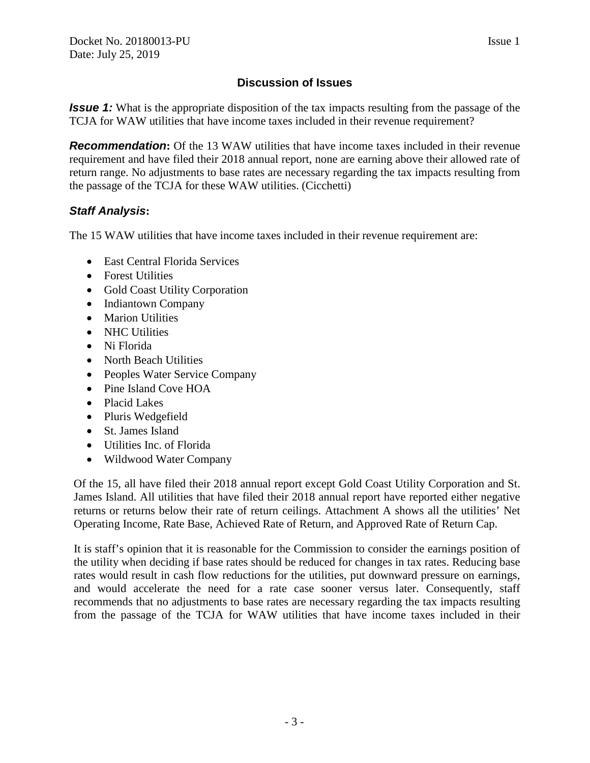## Discussion of Issues

***Issue 1:*** What is the appropriate disposition of the tax impacts resulting from the passage of the TCJA for WAW utilities that have income taxes included in their revenue requirement?

***Recommendation*:** Of the 13 WAW utilities that have income taxes included in their revenue requirement and have filed their 2018 annual report, none are earning above their allowed rate of return range. No adjustments to base rates are necessary regarding the tax impacts resulting from the passage of the TCJA for these WAW utilities. (Cicchetti)

***Staff Analysis*:**

The 15 WAW utilities that have income taxes included in their revenue requirement are:

- East Central Florida Services
- Forest Utilities
- Gold Coast Utility Corporation
- Indiantown Company
- Marion Utilities
- NHC Utilities
- Ni Florida
- North Beach Utilities
- Peoples Water Service Company
- Pine Island Cove HOA
- Placid Lakes
- Pluris Wedgefield
- St. James Island
- Utilities Inc. of Florida
- Wildwood Water Company

Of the 15, all have filed their 2018 annual report except Gold Coast Utility Corporation and St. James Island. All utilities that have filed their 2018 annual report have reported either negative returns or returns below their rate of return ceilings. Attachment A shows all the utilities' Net Operating Income, Rate Base, Achieved Rate of Return, and Approved Rate of Return Cap.

It is staff's opinion that it is reasonable for the Commission to consider the earnings position of the utility when deciding if base rates should be reduced for changes in tax rates. Reducing base rates would result in cash flow reductions for the utilities, put downward pressure on earnings, and would accelerate the need for a rate case sooner versus later. Consequently, staff recommends that no adjustments to base rates are necessary regarding the tax impacts resulting from the passage of the TCJA for WAW utilities that have income taxes included in their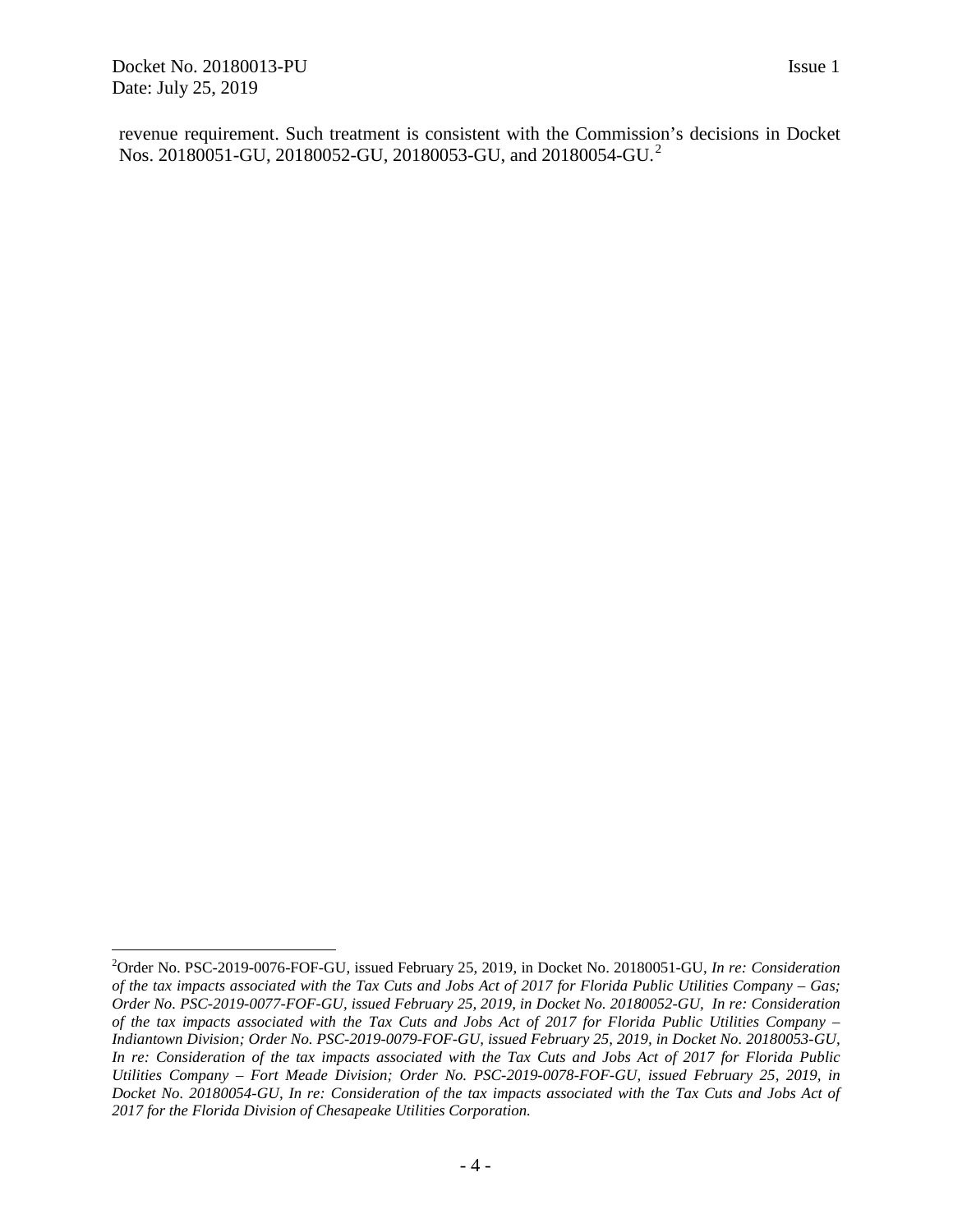revenue requirement. Such treatment is consistent with the Commission's decisions in Docket Nos. 20180051-GU, 20180052-GU, 20180053-GU, and 20180054-GU.[2]

---

[2]Order No. PSC-2019-0076-FOF-GU, issued February 25, 2019, in Docket No. 20180051-GU, *In re: Consideration of the tax impacts associated with the Tax Cuts and Jobs Act of 2017 for Florida Public Utilities Company – Gas; Order No. PSC-2019-0077-FOF-GU, issued February 25, 2019, in Docket No. 20180052-GU, In re: Consideration of the tax impacts associated with the Tax Cuts and Jobs Act of 2017 for Florida Public Utilities Company – Indiantown Division; Order No. PSC-2019-0079-FOF-GU, issued February 25, 2019, in Docket No. 20180053-GU, In re: Consideration of the tax impacts associated with the Tax Cuts and Jobs Act of 2017 for Florida Public Utilities Company – Fort Meade Division; Order No. PSC-2019-0078-FOF-GU, issued February 25, 2019, in Docket No. 20180054-GU, In re: Consideration of the tax impacts associated with the Tax Cuts and Jobs Act of 2017 for the Florida Division of Chesapeake Utilities Corporation.*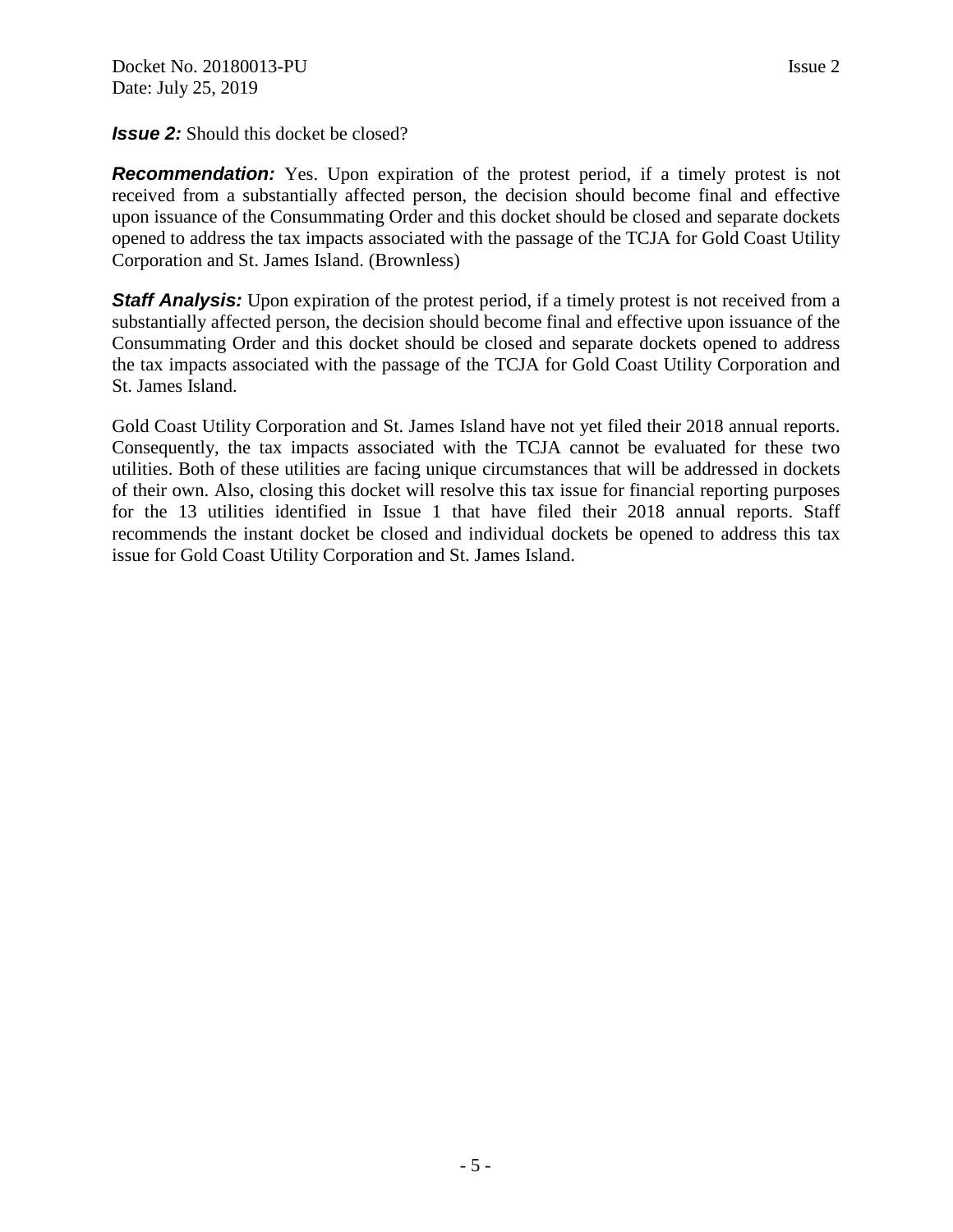***Issue 2:*** Should this docket be closed?

***Recommendation:*** Yes. Upon expiration of the protest period, if a timely protest is not received from a substantially affected person, the decision should become final and effective upon issuance of the Consummating Order and this docket should be closed and separate dockets opened to address the tax impacts associated with the passage of the TCJA for Gold Coast Utility Corporation and St. James Island. (Brownless)

***Staff Analysis:*** Upon expiration of the protest period, if a timely protest is not received from a substantially affected person, the decision should become final and effective upon issuance of the Consummating Order and this docket should be closed and separate dockets opened to address the tax impacts associated with the passage of the TCJA for Gold Coast Utility Corporation and St. James Island.

Gold Coast Utility Corporation and St. James Island have not yet filed their 2018 annual reports. Consequently, the tax impacts associated with the TCJA cannot be evaluated for these two utilities. Both of these utilities are facing unique circumstances that will be addressed in dockets of their own. Also, closing this docket will resolve this tax issue for financial reporting purposes for the 13 utilities identified in Issue 1 that have filed their 2018 annual reports. Staff recommends the instant docket be closed and individual dockets be opened to address this tax issue for Gold Coast Utility Corporation and St. James Island.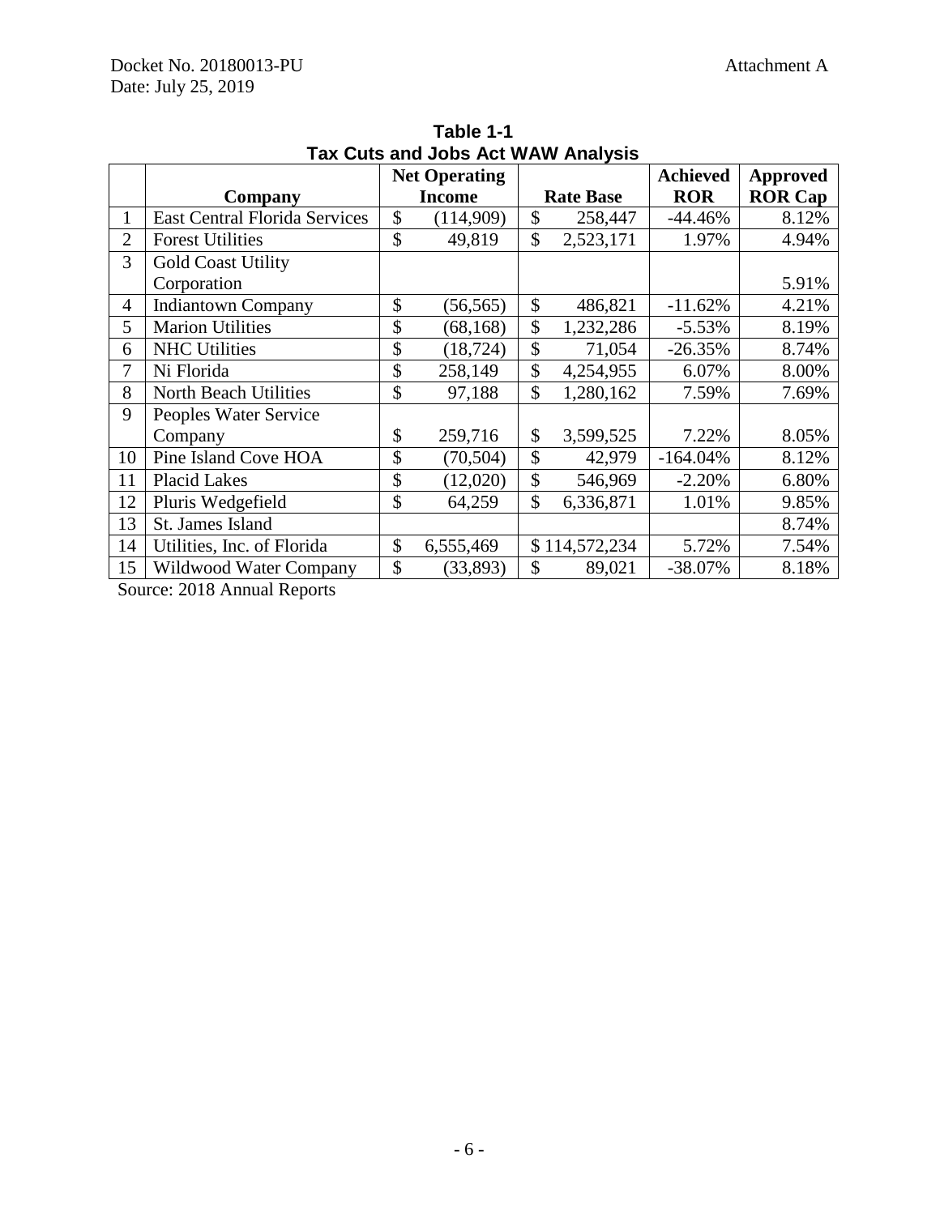Docket No. 20180013-PU
Date: July 25, 2019

Attachment A

**Table 1-1**
**Tax Cuts and Jobs Act WAW Analysis**

| | Company | Net Operating Income | Rate Base | Achieved ROR | Approved ROR Cap |
|---|---|---|---|---|---|
| 1 | East Central Florida Services | $ (114,909) | $ 258,447 | -44.46% | 8.12% |
| 2 | Forest Utilities | $ 49,819 | $ 2,523,171 | 1.97% | 4.94% |
| 3 | Gold Coast Utility Corporation | | | | 5.91% |
| 4 | Indiantown Company | $ (56,565) | $ 486,821 | -11.62% | 4.21% |
| 5 | Marion Utilities | $ (68,168) | $ 1,232,286 | -5.53% | 8.19% |
| 6 | NHC Utilities | $ (18,724) | $ 71,054 | -26.35% | 8.74% |
| 7 | Ni Florida | $ 258,149 | $ 4,254,955 | 6.07% | 8.00% |
| 8 | North Beach Utilities | $ 97,188 | $ 1,280,162 | 7.59% | 7.69% |
| 9 | Peoples Water Service Company | $ 259,716 | $ 3,599,525 | 7.22% | 8.05% |
| 10 | Pine Island Cove HOA | $ (70,504) | $ 42,979 | -164.04% | 8.12% |
| 11 | Placid Lakes | $ (12,020) | $ 546,969 | -2.20% | 6.80% |
| 12 | Pluris Wedgefield | $ 64,259 | $ 6,336,871 | 1.01% | 9.85% |
| 13 | St. James Island | | | | 8.74% |
| 14 | Utilities, Inc. of Florida | $ 6,555,469 | $ 114,572,234 | 5.72% | 7.54% |
| 15 | Wildwood Water Company | $ (33,893) | $ 89,021 | -38.07% | 8.18% |

Source: 2018 Annual Reports